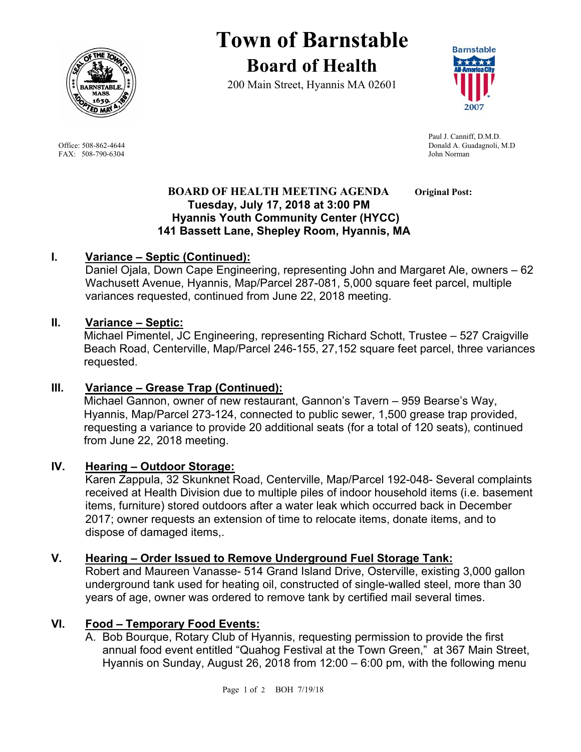# Town of Barnstable

## Board of Health

200 Main Street, Hyannis MA 02601

Office: 508-862-4644
FAX: 508-790-6304

Paul J. Canniff, D.M.D.
Donald A. Guadagnoli, M.D
John Norman

**BOARD OF HEALTH MEETING AGENDA** **Original Post:**

**Tuesday, July 17, 2018 at 3:00 PM**
**Hyannis Youth Community Center (HYCC)**
**141 Bassett Lane, Shepley Room, Hyannis, MA**

## I. Variance – Septic (Continued):

Daniel Ojala, Down Cape Engineering, representing John and Margaret Ale, owners – 62 Wachusett Avenue, Hyannis, Map/Parcel 287-081, 5,000 square feet parcel, multiple variances requested, continued from June 22, 2018 meeting.

## II. Variance – Septic:

Michael Pimentel, JC Engineering, representing Richard Schott, Trustee – 527 Craigville Beach Road, Centerville, Map/Parcel 246-155, 27,152 square feet parcel, three variances requested.

## III. Variance – Grease Trap (Continued):

Michael Gannon, owner of new restaurant, Gannon's Tavern – 959 Bearse's Way, Hyannis, Map/Parcel 273-124, connected to public sewer, 1,500 grease trap provided, requesting a variance to provide 20 additional seats (for a total of 120 seats), continued from June 22, 2018 meeting.

## IV. Hearing – Outdoor Storage:

Karen Zappula, 32 Skunknet Road, Centerville, Map/Parcel 192-048- Several complaints received at Health Division due to multiple piles of indoor household items (i.e. basement items, furniture) stored outdoors after a water leak which occurred back in December 2017; owner requests an extension of time to relocate items, donate items, and to dispose of damaged items,.

## V. Hearing – Order Issued to Remove Underground Fuel Storage Tank:

Robert and Maureen Vanasse- 514 Grand Island Drive, Osterville, existing 3,000 gallon underground tank used for heating oil, constructed of single-walled steel, more than 30 years of age, owner was ordered to remove tank by certified mail several times.

## VI. Food – Temporary Food Events:

A. Bob Bourque, Rotary Club of Hyannis, requesting permission to provide the first annual food event entitled "Quahog Festival at the Town Green," at 367 Main Street, Hyannis on Sunday, August 26, 2018 from 12:00 – 6:00 pm, with the following menu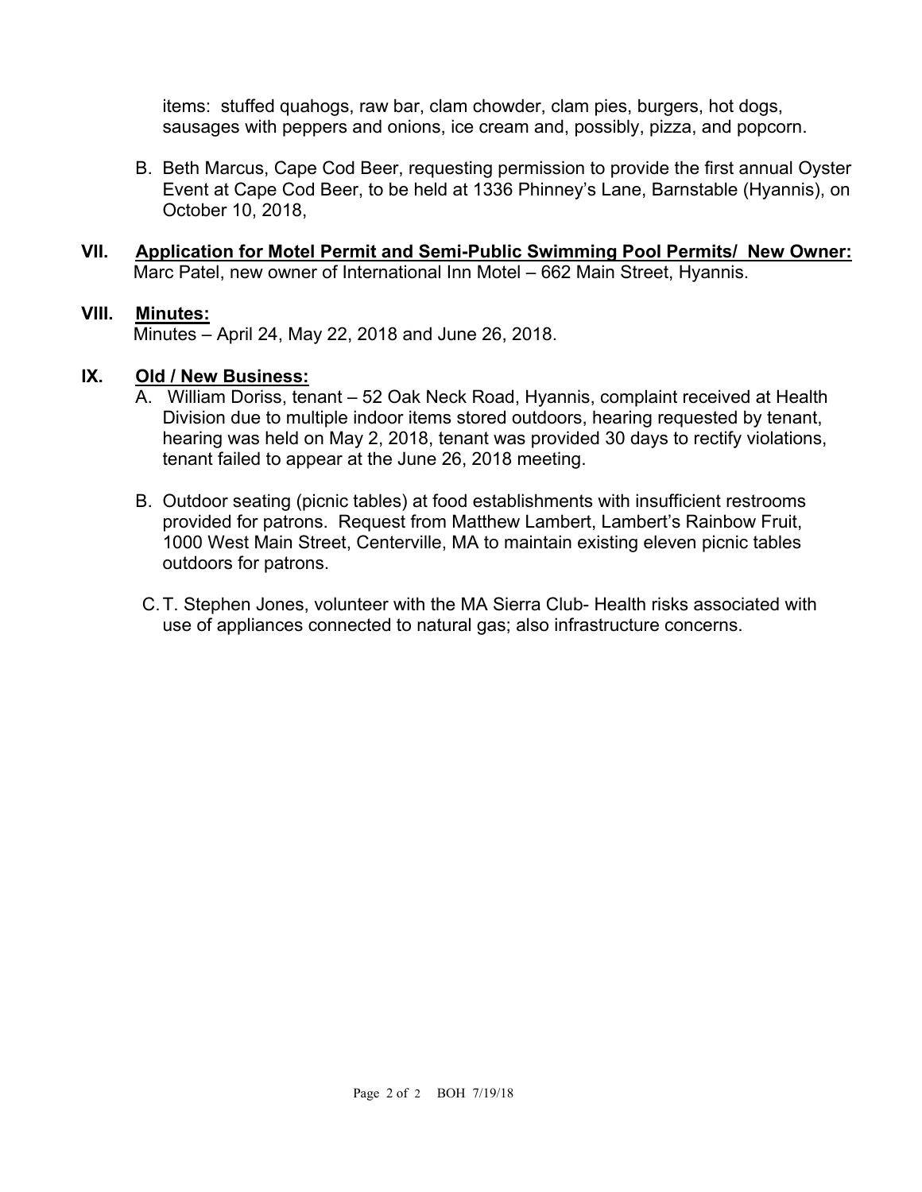items: stuffed quahogs, raw bar, clam chowder, clam pies, burgers, hot dogs, sausages with peppers and onions, ice cream and, possibly, pizza, and popcorn.

B. Beth Marcus, Cape Cod Beer, requesting permission to provide the first annual Oyster Event at Cape Cod Beer, to be held at 1336 Phinney's Lane, Barnstable (Hyannis), on October 10, 2018,

## VII. Application for Motel Permit and Semi-Public Swimming Pool Permits/ New Owner:

Marc Patel, new owner of International Inn Motel – 662 Main Street, Hyannis.

## VIII. Minutes:

Minutes – April 24, May 22, 2018 and June 26, 2018.

## IX. Old / New Business:

A. William Doriss, tenant – 52 Oak Neck Road, Hyannis, complaint received at Health Division due to multiple indoor items stored outdoors, hearing requested by tenant, hearing was held on May 2, 2018, tenant was provided 30 days to rectify violations, tenant failed to appear at the June 26, 2018 meeting.

B. Outdoor seating (picnic tables) at food establishments with insufficient restrooms provided for patrons. Request from Matthew Lambert, Lambert's Rainbow Fruit, 1000 West Main Street, Centerville, MA to maintain existing eleven picnic tables outdoors for patrons.

C. T. Stephen Jones, volunteer with the MA Sierra Club- Health risks associated with use of appliances connected to natural gas; also infrastructure concerns.